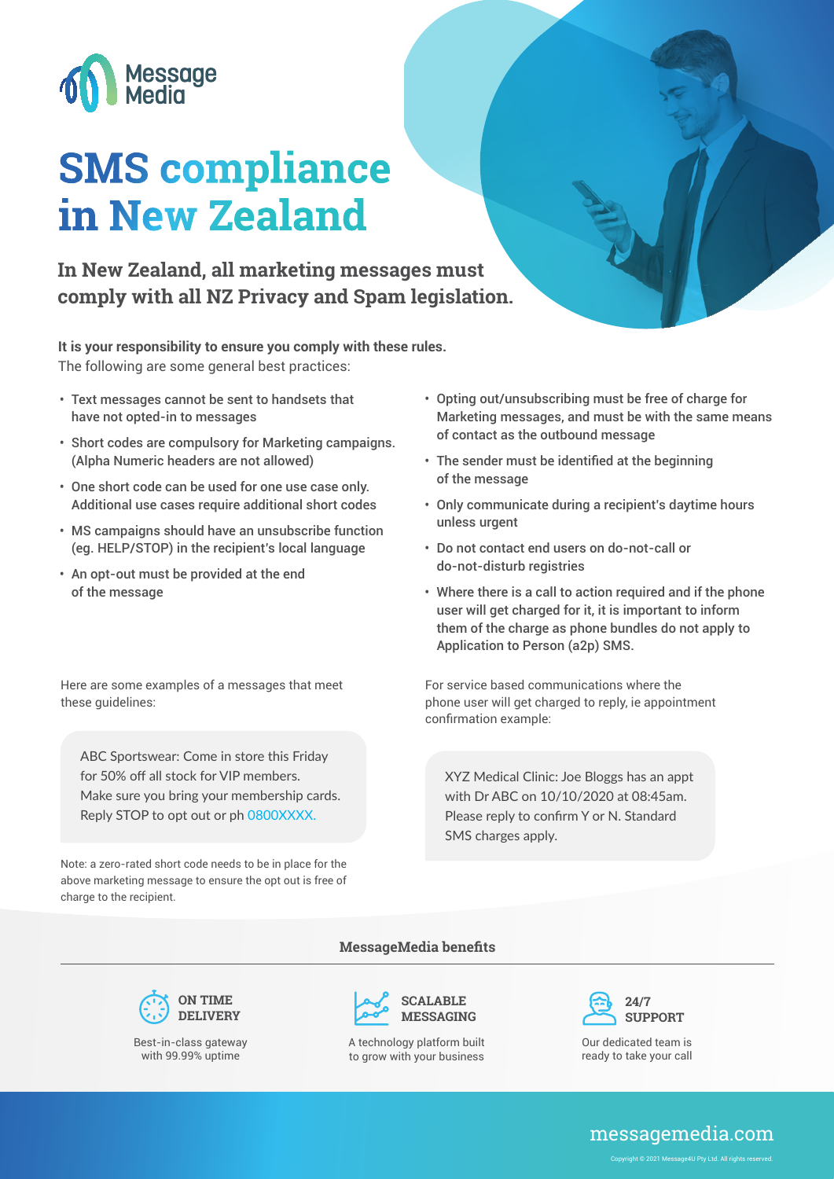MessageMedia

# SMS compliance in New Zealand

## In New Zealand, all marketing messages must comply with all NZ Privacy and Spam legislation.

**It is your responsibility to ensure you comply with these rules.**
The following are some general best practices:

- Text messages cannot be sent to handsets that have not opted-in to messages
- Short codes are compulsory for Marketing campaigns. (Alpha Numeric headers are not allowed)
- One short code can be used for one use case only. Additional use cases require additional short codes
- MS campaigns should have an unsubscribe function (eg. HELP/STOP) in the recipient's local language
- An opt-out must be provided at the end of the message
- Opting out/unsubscribing must be free of charge for Marketing messages, and must be with the same means of contact as the outbound message
- The sender must be identified at the beginning of the message
- Only communicate during a recipient's daytime hours unless urgent
- Do not contact end users on do-not-call or do-not-disturb registries
- Where there is a call to action required and if the phone user will get charged for it, it is important to inform them of the charge as phone bundles do not apply to Application to Person (a2p) SMS.

Here are some examples of a messages that meet these guidelines:

> ABC Sportswear: Come in store this Friday for 50% off all stock for VIP members. Make sure you bring your membership cards. Reply STOP to opt out or ph 0800XXXX.

Note: a zero-rated short code needs to be in place for the above marketing message to ensure the opt out is free of charge to the recipient.

For service based communications where the phone user will get charged to reply, ie appointment confirmation example:

> XYZ Medical Clinic: Joe Bloggs has an appt with Dr ABC on 10/10/2020 at 08:45am. Please reply to confirm Y or N. Standard SMS charges apply.

### MessageMedia benefits

**ON TIME DELIVERY**
Best-in-class gateway with 99.99% uptime

**SCALABLE MESSAGING**
A technology platform built to grow with your business

**24/7 SUPPORT**
Our dedicated team is ready to take your call

messagemedia.com

Copyright © 2021 Message4U Pty Ltd. All rights reserved.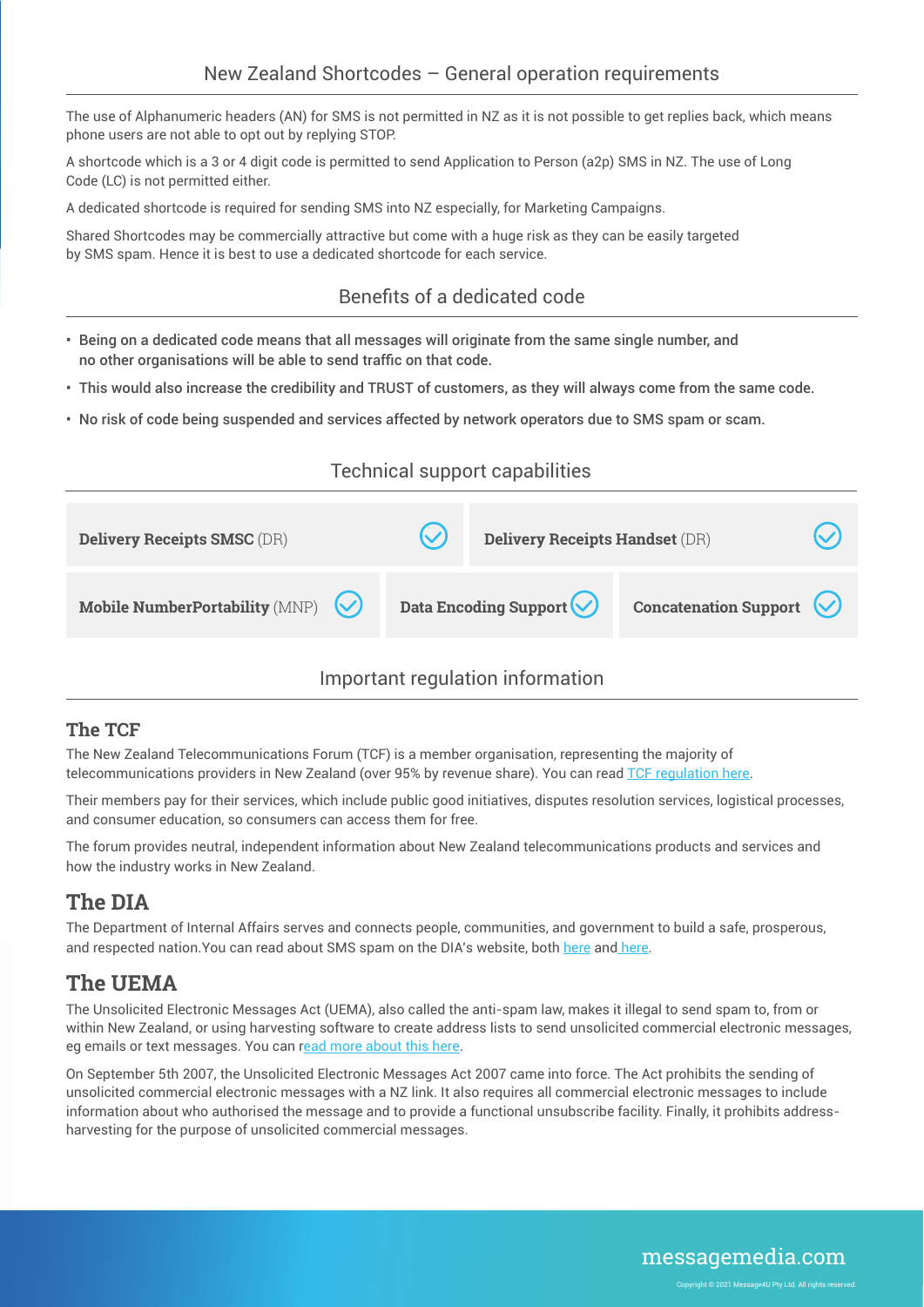## New Zealand Shortcodes – General operation requirements

The use of Alphanumeric headers (AN) for SMS is not permitted in NZ as it is not possible to get replies back, which means phone users are not able to opt out by replying STOP.

A shortcode which is a 3 or 4 digit code is permitted to send Application to Person (a2p) SMS in NZ. The use of Long Code (LC) is not permitted either.

A dedicated shortcode is required for sending SMS into NZ especially, for Marketing Campaigns.

Shared Shortcodes may be commercially attractive but come with a huge risk as they can be easily targeted by SMS spam. Hence it is best to use a dedicated shortcode for each service.

## Benefits of a dedicated code

- Being on a dedicated code means that all messages will originate from the same single number, and no other organisations will be able to send traffic on that code.
- This would also increase the credibility and TRUST of customers, as they will always come from the same code.
- No risk of code being suspended and services affected by network operators due to SMS spam or scam.

## Technical support capabilities

| Capability | Supported |
| --- | --- |
| **Delivery Receipts SMSC** (DR) | ✓ |
| **Delivery Receipts Handset** (DR) | ✓ |
| **Mobile NumberPortability** (MNP) | ✓ |
| **Data Encoding Support** | ✓ |
| **Concatenation Support** | ✓ |

## Important regulation information

### The TCF

The New Zealand Telecommunications Forum (TCF) is a member organisation, representing the majority of telecommunications providers in New Zealand (over 95% by revenue share). You can read TCF regulation here.

Their members pay for their services, which include public good initiatives, disputes resolution services, logistical processes, and consumer education, so consumers can access them for free.

The forum provides neutral, independent information about New Zealand telecommunications products and services and how the industry works in New Zealand.

### The DIA

The Department of Internal Affairs serves and connects people, communities, and government to build a safe, prosperous, and respected nation.You can read about SMS spam on the DIA's website, both here and here.

### The UEMA

The Unsolicited Electronic Messages Act (UEMA), also called the anti-spam law, makes it illegal to send spam to, from or within New Zealand, or using harvesting software to create address lists to send unsolicited commercial electronic messages, eg emails or text messages. You can read more about this here.

On September 5th 2007, the Unsolicited Electronic Messages Act 2007 came into force. The Act prohibits the sending of unsolicited commercial electronic messages with a NZ link. It also requires all commercial electronic messages to include information about who authorised the message and to provide a functional unsubscribe facility. Finally, it prohibits address-harvesting for the purpose of unsolicited commercial messages.

messagemedia.com

Copyright © 2021 Message4U Pty Ltd. All rights reserved.